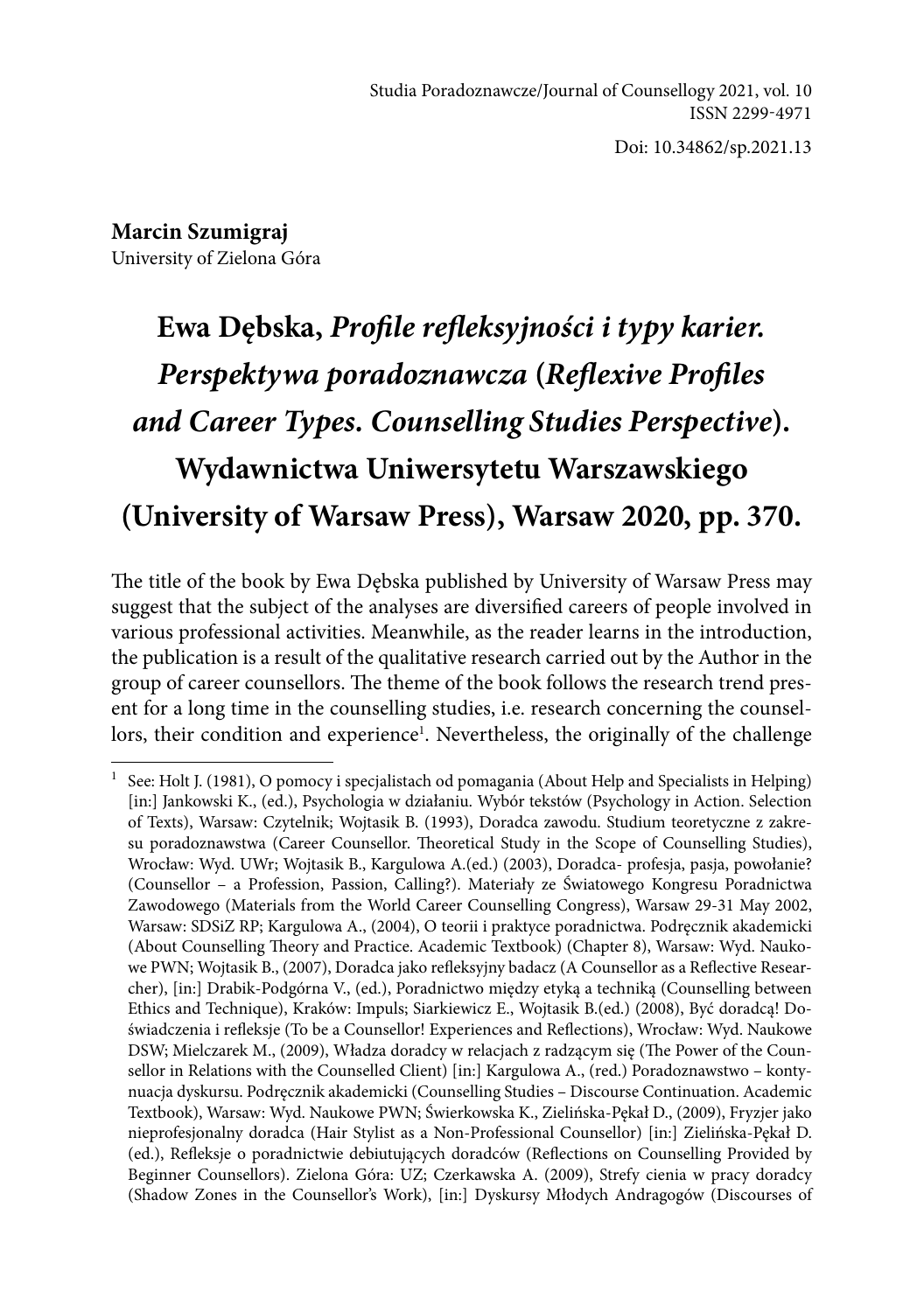Studia Poradoznawcze/Journal of Counsellogy 2021, vol. 10
ISSN 2299-4971

Doi: 10.34862/sp.2021.13

**Marcin Szumigraj**
University of Zielona Góra

# Ewa Dębska, *Profile refleksyjności i typy karier. Perspektywa poradoznawcza* (*Reflexive Profiles and Career Types. Counselling Studies Perspective*). Wydawnictwa Uniwersytetu Warszawskiego (University of Warsaw Press), Warsaw 2020, pp. 370.

The title of the book by Ewa Dębska published by University of Warsaw Press may suggest that the subject of the analyses are diversified careers of people involved in various professional activities. Meanwhile, as the reader learns in the introduction, the publication is a result of the qualitative research carried out by the Author in the group of career counsellors. The theme of the book follows the research trend present for a long time in the counselling studies, i.e. research concerning the counsellors, their condition and experience[1]. Nevertheless, the originally of the challenge

---

[1] See: Holt J. (1981), O pomocy i specjalistach od pomagania (About Help and Specialists in Helping) [in:] Jankowski K., (ed.), Psychologia w działaniu. Wybór tekstów (Psychology in Action. Selection of Texts), Warsaw: Czytelnik; Wojtasik B. (1993), Doradca zawodu. Studium teoretyczne z zakresu poradoznawstwa (Career Counsellor. Theoretical Study in the Scope of Counselling Studies), Wrocław: Wyd. UWr; Wojtasik B., Kargulowa A.(ed.) (2003), Doradca- profesja, pasja, powołanie? (Counsellor – a Profession, Passion, Calling?). Materiały ze Światowego Kongresu Poradnictwa Zawodowego (Materials from the World Career Counselling Congress), Warsaw 29-31 May 2002, Warsaw: SDSiZ RP; Kargulowa A., (2004), O teorii i praktyce poradnictwa. Podręcznik akademicki (About Counselling Theory and Practice. Academic Textbook) (Chapter 8), Warsaw: Wyd. Naukowe PWN; Wojtasik B., (2007), Doradca jako refleksyjny badacz (A Counsellor as a Reflective Researcher), [in:] Drabik-Podgórna V., (ed.), Poradnictwo między etyką a techniką (Counselling between Ethics and Technique), Kraków: Impuls; Siarkiewicz E., Wojtasik B.(ed.) (2008), Być doradcą! Doświadczenia i refleksje (To be a Counsellor! Experiences and Reflections), Wrocław: Wyd. Naukowe DSW; Mielczarek M., (2009), Władza doradcy w relacjach z radzącym się (The Power of the Counsellor in Relations with the Counselled Client) [in:] Kargulowa A., (red.) Poradoznawstwo – kontynuacja dyskursu. Podręcznik akademicki (Counselling Studies – Discourse Continuation. Academic Textbook), Warsaw: Wyd. Naukowe PWN; Świerkowska K., Zielińska-Pękał D., (2009), Fryzjer jako nieprofesjonalny doradca (Hair Stylist as a Non-Professional Counsellor) [in:] Zielińska-Pękał D. (ed.), Refleksje o poradnictwie debiutujących doradców (Reflections on Counselling Provided by Beginner Counsellors). Zielona Góra: UZ; Czerkawska A. (2009), Strefy cienia w pracy doradcy (Shadow Zones in the Counsellor's Work), [in:] Dyskursy Młodych Andragogów (Discourses of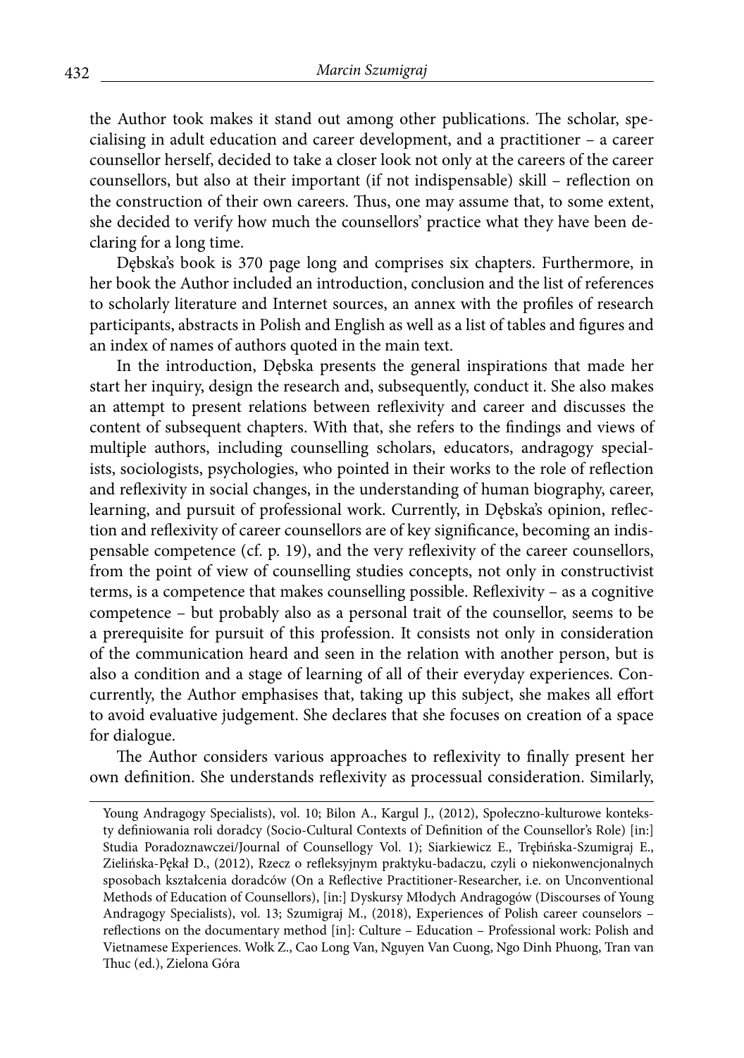the Author took makes it stand out among other publications. The scholar, specialising in adult education and career development, and a practitioner – a career counsellor herself, decided to take a closer look not only at the careers of the career counsellors, but also at their important (if not indispensable) skill – reflection on the construction of their own careers. Thus, one may assume that, to some extent, she decided to verify how much the counsellors' practice what they have been declaring for a long time.

Dębska's book is 370 page long and comprises six chapters. Furthermore, in her book the Author included an introduction, conclusion and the list of references to scholarly literature and Internet sources, an annex with the profiles of research participants, abstracts in Polish and English as well as a list of tables and figures and an index of names of authors quoted in the main text.

In the introduction, Dębska presents the general inspirations that made her start her inquiry, design the research and, subsequently, conduct it. She also makes an attempt to present relations between reflexivity and career and discusses the content of subsequent chapters. With that, she refers to the findings and views of multiple authors, including counselling scholars, educators, andragogy specialists, sociologists, psychologies, who pointed in their works to the role of reflection and reflexivity in social changes, in the understanding of human biography, career, learning, and pursuit of professional work. Currently, in Dębska's opinion, reflection and reflexivity of career counsellors are of key significance, becoming an indispensable competence (cf. p. 19), and the very reflexivity of the career counsellors, from the point of view of counselling studies concepts, not only in constructivist terms, is a competence that makes counselling possible. Reflexivity – as a cognitive competence – but probably also as a personal trait of the counsellor, seems to be a prerequisite for pursuit of this profession. It consists not only in consideration of the communication heard and seen in the relation with another person, but is also a condition and a stage of learning of all of their everyday experiences. Concurrently, the Author emphasises that, taking up this subject, she makes all effort to avoid evaluative judgement. She declares that she focuses on creation of a space for dialogue.

The Author considers various approaches to reflexivity to finally present her own definition. She understands reflexivity as processual consideration. Similarly,

Young Andragogy Specialists), vol. 10; Bilon A., Kargul J., (2012), Społeczno-kulturowe konteksty definiowania roli doradcy (Socio-Cultural Contexts of Definition of the Counsellor's Role) [in:] Studia Poradoznawczei/Journal of Counsellogy Vol. 1); Siarkiewicz E., Trębińska-Szumigraj E., Zielińska-Pękał D., (2012), Rzecz o refleksyjnym praktyku-badaczu, czyli o niekonwencjonalnych sposobach kształcenia doradców (On a Reflective Practitioner-Researcher, i.e. on Unconventional Methods of Education of Counsellors), [in:] Dyskursy Młodych Andragogów (Discourses of Young Andragogy Specialists), vol. 13; Szumigraj M., (2018), Experiences of Polish career counselors – reflections on the documentary method [in]: Culture – Education – Professional work: Polish and Vietnamese Experiences. Wołk Z., Cao Long Van, Nguyen Van Cuong, Ngo Dinh Phuong, Tran van Thuc (ed.), Zielona Góra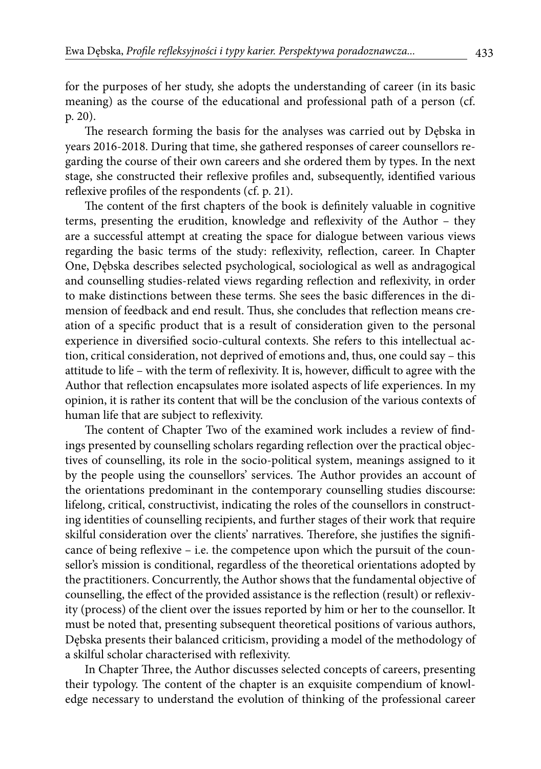for the purposes of her study, she adopts the understanding of career (in its basic meaning) as the course of the educational and professional path of a person (cf. p. 20).

The research forming the basis for the analyses was carried out by Dębska in years 2016-2018. During that time, she gathered responses of career counsellors regarding the course of their own careers and she ordered them by types. In the next stage, she constructed their reflexive profiles and, subsequently, identified various reflexive profiles of the respondents (cf. p. 21).

The content of the first chapters of the book is definitely valuable in cognitive terms, presenting the erudition, knowledge and reflexivity of the Author – they are a successful attempt at creating the space for dialogue between various views regarding the basic terms of the study: reflexivity, reflection, career. In Chapter One, Dębska describes selected psychological, sociological as well as andragogical and counselling studies-related views regarding reflection and reflexivity, in order to make distinctions between these terms. She sees the basic differences in the dimension of feedback and end result. Thus, she concludes that reflection means creation of a specific product that is a result of consideration given to the personal experience in diversified socio-cultural contexts. She refers to this intellectual action, critical consideration, not deprived of emotions and, thus, one could say – this attitude to life – with the term of reflexivity. It is, however, difficult to agree with the Author that reflection encapsulates more isolated aspects of life experiences. In my opinion, it is rather its content that will be the conclusion of the various contexts of human life that are subject to reflexivity.

The content of Chapter Two of the examined work includes a review of findings presented by counselling scholars regarding reflection over the practical objectives of counselling, its role in the socio-political system, meanings assigned to it by the people using the counsellors' services. The Author provides an account of the orientations predominant in the contemporary counselling studies discourse: lifelong, critical, constructivist, indicating the roles of the counsellors in constructing identities of counselling recipients, and further stages of their work that require skilful consideration over the clients' narratives. Therefore, she justifies the significance of being reflexive – i.e. the competence upon which the pursuit of the counsellor's mission is conditional, regardless of the theoretical orientations adopted by the practitioners. Concurrently, the Author shows that the fundamental objective of counselling, the effect of the provided assistance is the reflection (result) or reflexivity (process) of the client over the issues reported by him or her to the counsellor. It must be noted that, presenting subsequent theoretical positions of various authors, Dębska presents their balanced criticism, providing a model of the methodology of a skilful scholar characterised with reflexivity.

In Chapter Three, the Author discusses selected concepts of careers, presenting their typology. The content of the chapter is an exquisite compendium of knowledge necessary to understand the evolution of thinking of the professional career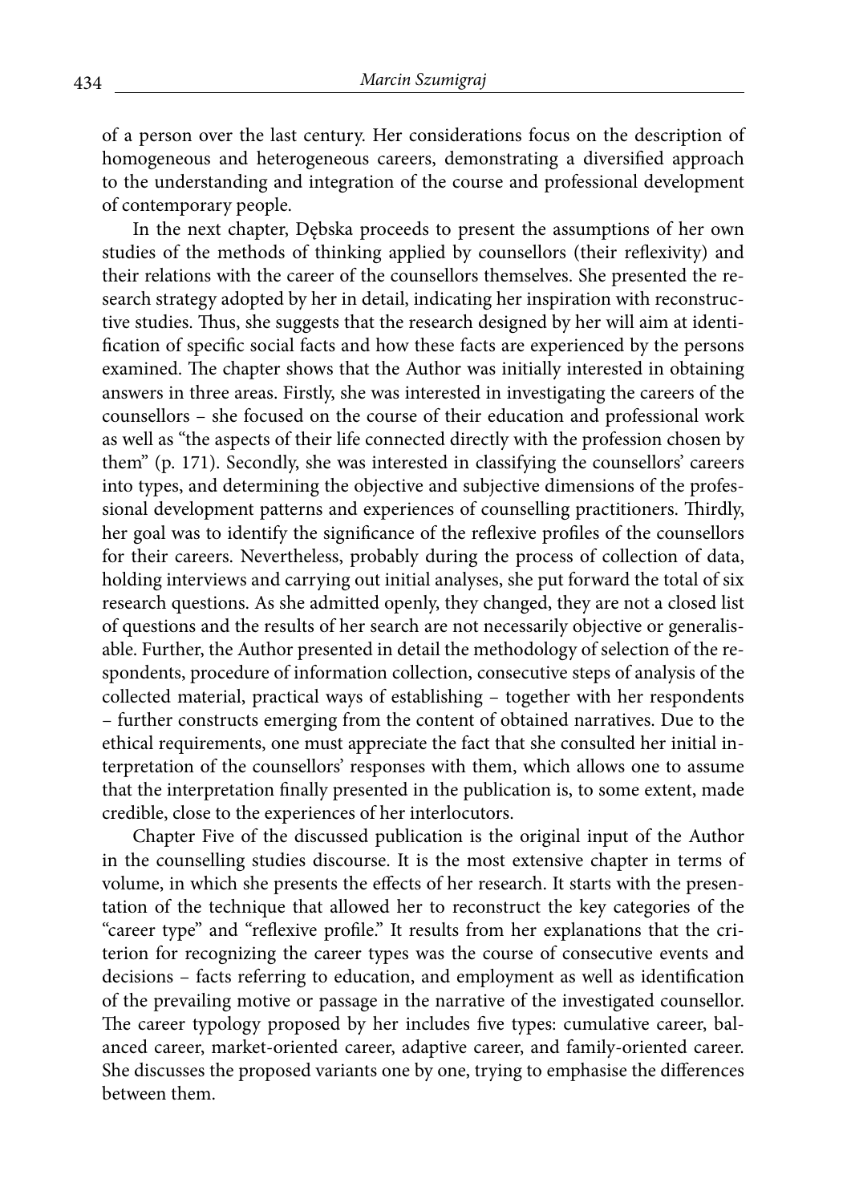of a person over the last century. Her considerations focus on the description of homogeneous and heterogeneous careers, demonstrating a diversified approach to the understanding and integration of the course and professional development of contemporary people.

In the next chapter, Dębska proceeds to present the assumptions of her own studies of the methods of thinking applied by counsellors (their reflexivity) and their relations with the career of the counsellors themselves. She presented the research strategy adopted by her in detail, indicating her inspiration with reconstructive studies. Thus, she suggests that the research designed by her will aim at identification of specific social facts and how these facts are experienced by the persons examined. The chapter shows that the Author was initially interested in obtaining answers in three areas. Firstly, she was interested in investigating the careers of the counsellors – she focused on the course of their education and professional work as well as "the aspects of their life connected directly with the profession chosen by them" (p. 171). Secondly, she was interested in classifying the counsellors' careers into types, and determining the objective and subjective dimensions of the professional development patterns and experiences of counselling practitioners. Thirdly, her goal was to identify the significance of the reflexive profiles of the counsellors for their careers. Nevertheless, probably during the process of collection of data, holding interviews and carrying out initial analyses, she put forward the total of six research questions. As she admitted openly, they changed, they are not a closed list of questions and the results of her search are not necessarily objective or generalisable. Further, the Author presented in detail the methodology of selection of the respondents, procedure of information collection, consecutive steps of analysis of the collected material, practical ways of establishing – together with her respondents – further constructs emerging from the content of obtained narratives. Due to the ethical requirements, one must appreciate the fact that she consulted her initial interpretation of the counsellors' responses with them, which allows one to assume that the interpretation finally presented in the publication is, to some extent, made credible, close to the experiences of her interlocutors.

Chapter Five of the discussed publication is the original input of the Author in the counselling studies discourse. It is the most extensive chapter in terms of volume, in which she presents the effects of her research. It starts with the presentation of the technique that allowed her to reconstruct the key categories of the "career type" and "reflexive profile." It results from her explanations that the criterion for recognizing the career types was the course of consecutive events and decisions – facts referring to education, and employment as well as identification of the prevailing motive or passage in the narrative of the investigated counsellor. The career typology proposed by her includes five types: cumulative career, balanced career, market-oriented career, adaptive career, and family-oriented career. She discusses the proposed variants one by one, trying to emphasise the differences between them.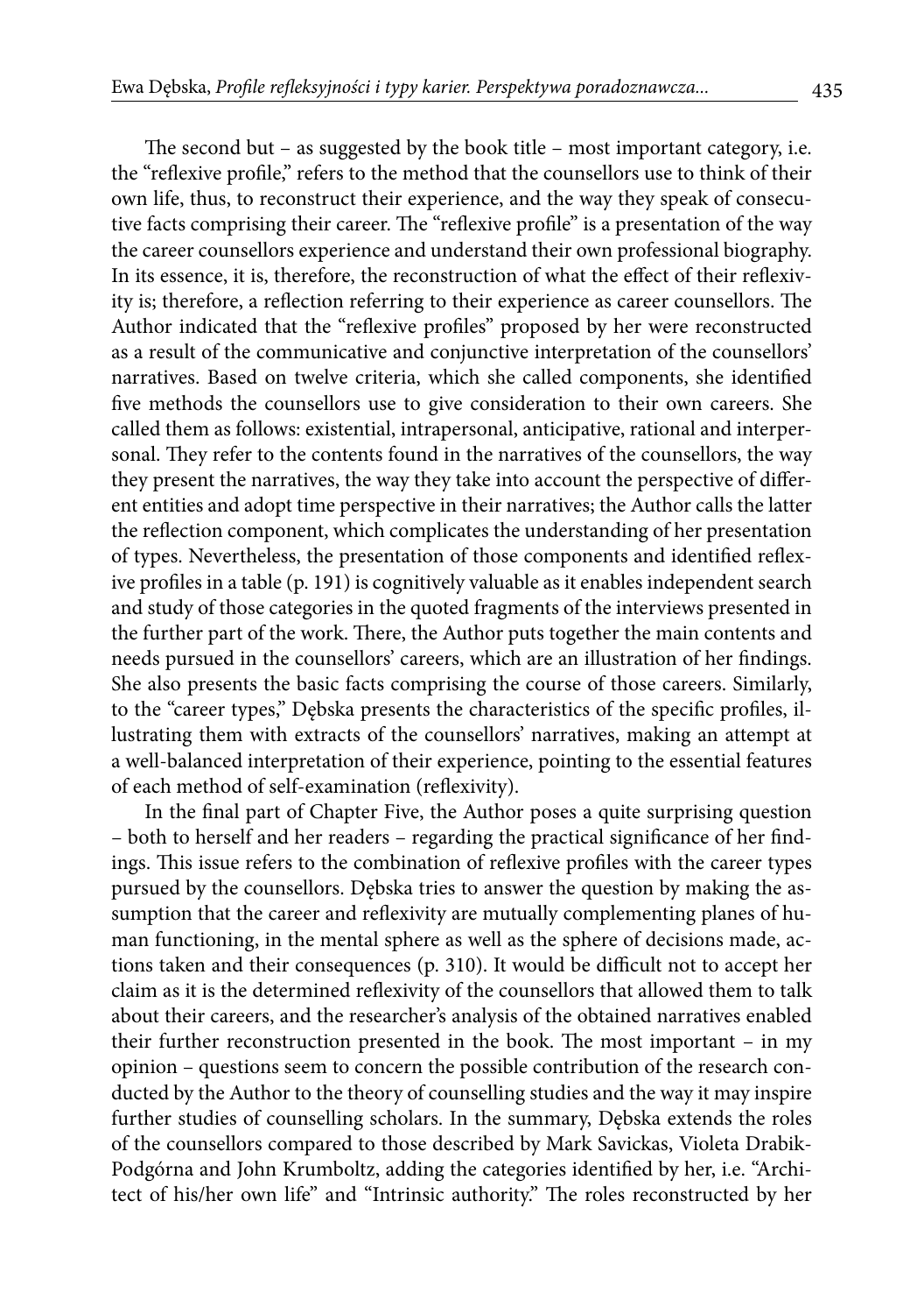The second but – as suggested by the book title – most important category, i.e. the "reflexive profile," refers to the method that the counsellors use to think of their own life, thus, to reconstruct their experience, and the way they speak of consecutive facts comprising their career. The "reflexive profile" is a presentation of the way the career counsellors experience and understand their own professional biography. In its essence, it is, therefore, the reconstruction of what the effect of their reflexivity is; therefore, a reflection referring to their experience as career counsellors. The Author indicated that the "reflexive profiles" proposed by her were reconstructed as a result of the communicative and conjunctive interpretation of the counsellors' narratives. Based on twelve criteria, which she called components, she identified five methods the counsellors use to give consideration to their own careers. She called them as follows: existential, intrapersonal, anticipative, rational and interpersonal. They refer to the contents found in the narratives of the counsellors, the way they present the narratives, the way they take into account the perspective of different entities and adopt time perspective in their narratives; the Author calls the latter the reflection component, which complicates the understanding of her presentation of types. Nevertheless, the presentation of those components and identified reflexive profiles in a table (p. 191) is cognitively valuable as it enables independent search and study of those categories in the quoted fragments of the interviews presented in the further part of the work. There, the Author puts together the main contents and needs pursued in the counsellors' careers, which are an illustration of her findings. She also presents the basic facts comprising the course of those careers. Similarly, to the "career types," Dębska presents the characteristics of the specific profiles, illustrating them with extracts of the counsellors' narratives, making an attempt at a well-balanced interpretation of their experience, pointing to the essential features of each method of self-examination (reflexivity).

In the final part of Chapter Five, the Author poses a quite surprising question – both to herself and her readers – regarding the practical significance of her findings. This issue refers to the combination of reflexive profiles with the career types pursued by the counsellors. Dębska tries to answer the question by making the assumption that the career and reflexivity are mutually complementing planes of human functioning, in the mental sphere as well as the sphere of decisions made, actions taken and their consequences (p. 310). It would be difficult not to accept her claim as it is the determined reflexivity of the counsellors that allowed them to talk about their careers, and the researcher's analysis of the obtained narratives enabled their further reconstruction presented in the book. The most important – in my opinion – questions seem to concern the possible contribution of the research conducted by the Author to the theory of counselling studies and the way it may inspire further studies of counselling scholars. In the summary, Dębska extends the roles of the counsellors compared to those described by Mark Savickas, Violeta Drabik-Podgórna and John Krumboltz, adding the categories identified by her, i.e. "Architect of his/her own life" and "Intrinsic authority." The roles reconstructed by her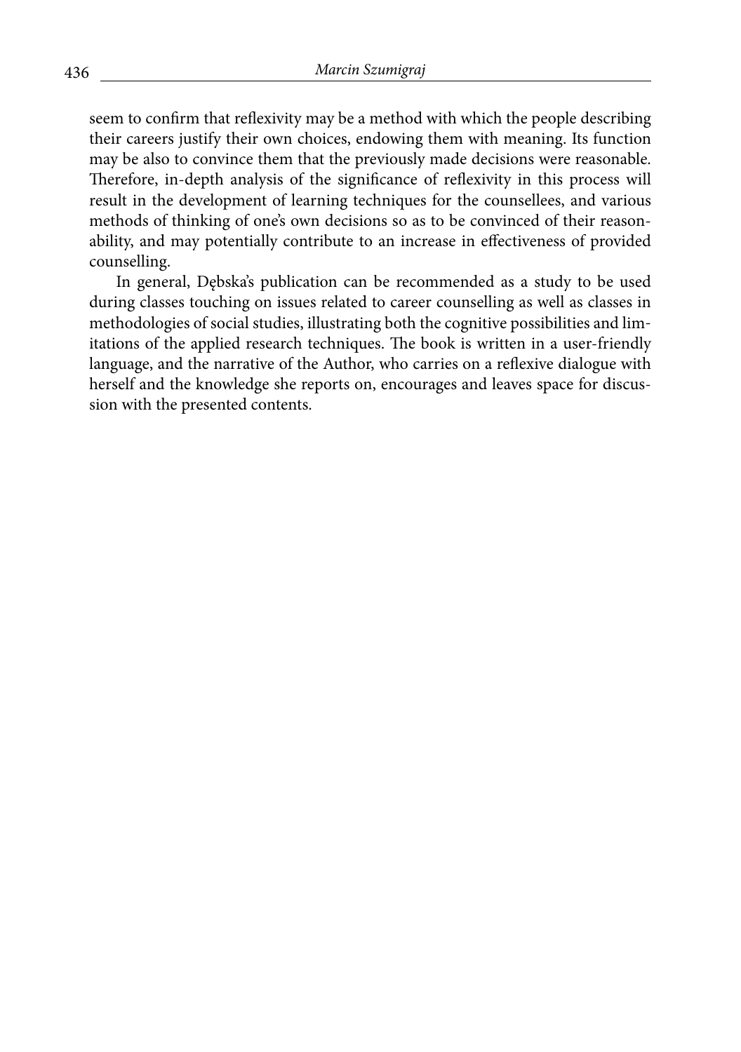seem to confirm that reflexivity may be a method with which the people describing their careers justify their own choices, endowing them with meaning. Its function may be also to convince them that the previously made decisions were reasonable. Therefore, in-depth analysis of the significance of reflexivity in this process will result in the development of learning techniques for the counsellees, and various methods of thinking of one's own decisions so as to be convinced of their reasonability, and may potentially contribute to an increase in effectiveness of provided counselling.

In general, Dębska's publication can be recommended as a study to be used during classes touching on issues related to career counselling as well as classes in methodologies of social studies, illustrating both the cognitive possibilities and limitations of the applied research techniques. The book is written in a user-friendly language, and the narrative of the Author, who carries on a reflexive dialogue with herself and the knowledge she reports on, encourages and leaves space for discussion with the presented contents.